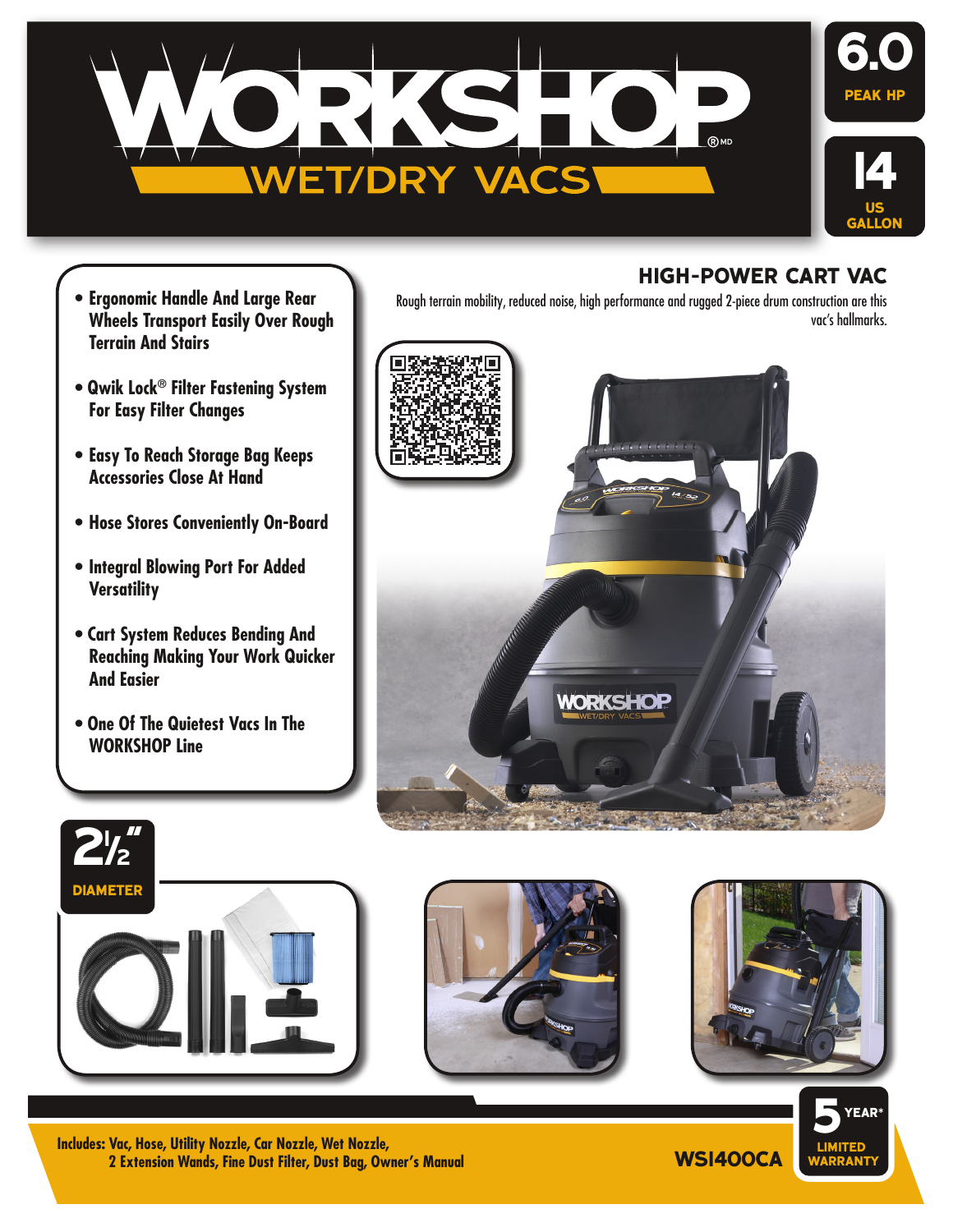# WORKSHOP®MD

## WET/DRY VACS

**6.0** PEAK HP

**14** US GALLON

## HIGH-POWER CART VAC

Rough terrain mobility, reduced noise, high performance and rugged 2-piece drum construction are this vac's hallmarks.

- Ergonomic Handle And Large Rear Wheels Transport Easily Over Rough Terrain And Stairs
- Qwik Lock® Filter Fastening System For Easy Filter Changes
- Easy To Reach Storage Bag Keeps Accessories Close At Hand
- Hose Stores Conveniently On-Board
- Integral Blowing Port For Added Versatility
- Cart System Reduces Bending And Reaching Making Your Work Quicker And Easier
- One Of The Quietest Vacs In The WORKSHOP Line

**2½"** DIAMETER

Includes: Vac, Hose, Utility Nozzle, Car Nozzle, Wet Nozzle, 2 Extension Wands, Fine Dust Filter, Dust Bag, Owner's Manual

**WS1400CA**

**5 YEAR*** LIMITED WARRANTY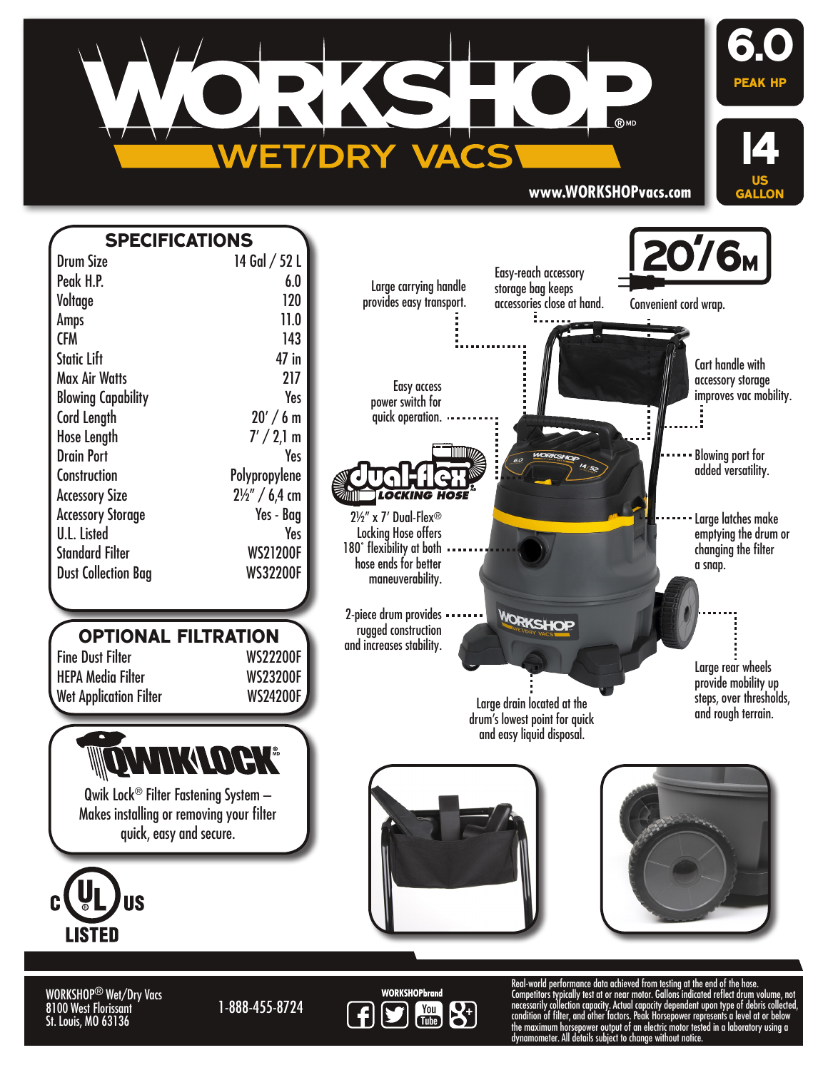# WORKSHOP® WET/DRY VACS

**6.0 PEAK HP**

**14 US GALLON**

www.WORKSHOPvacs.com

## SPECIFICATIONS

| | |
|---|---|
| Drum Size | 14 Gal / 52 L |
| Peak H.P. | 6.0 |
| Voltage | 120 |
| Amps | 11.0 |
| CFM | 143 |
| Static Lift | 47 in |
| Max Air Watts | 217 |
| Blowing Capability | Yes |
| Cord Length | 20′ / 6 m |
| Hose Length | 7′ / 2,1 m |
| Drain Port | Yes |
| Construction | Polypropylene |
| Accessory Size | 2½″ / 6,4 cm |
| Accessory Storage | Yes - Bag |
| U.L. Listed | Yes |
| Standard Filter | WS21200F |
| Dust Collection Bag | WS32200F |

## OPTIONAL FILTRATION

| | |
|---|---|
| Fine Dust Filter | WS22200F |
| HEPA Media Filter | WS23200F |
| Wet Application Filter | WS24200F |

**QWIK LOCK®**

Qwik Lock® Filter Fastening System – Makes installing or removing your filter quick, easy and secure.

c UL us LISTED

20′/6M

Large carrying handle provides easy transport.

Easy-reach accessory storage bag keeps accessories close at hand.

Convenient cord wrap.

Cart handle with accessory storage improves vac mobility.

Easy access power switch for quick operation.

Blowing port for added versatility.

**dual-flex® LOCKING HOSE**

2½″ x 7′ Dual-Flex® Locking Hose offers 180° flexibility at both hose ends for better maneuverability.

Large latches make emptying the drum or changing the filter a snap.

2-piece drum provides rugged construction and increases stability.

Large rear wheels provide mobility up steps, over thresholds, and rough terrain.

Large drain located at the drum's lowest point for quick and easy liquid disposal.

WORKSHOP® Wet/Dry Vacs
8100 West Florissant
St. Louis, MO 63136

1-888-455-8724

WORKSHOPbrand

Real-world performance data achieved from testing at the end of the hose. Competitors typically test at or near motor. Gallons indicated reflect drum volume, not necessarily collection capacity. Actual capacity dependent upon type of debris collected, condition of filter, and other factors. Peak Horsepower represents a level at or below the maximum horsepower output of an electric motor tested in a laboratory using a dynamometer. All details subject to change without notice.